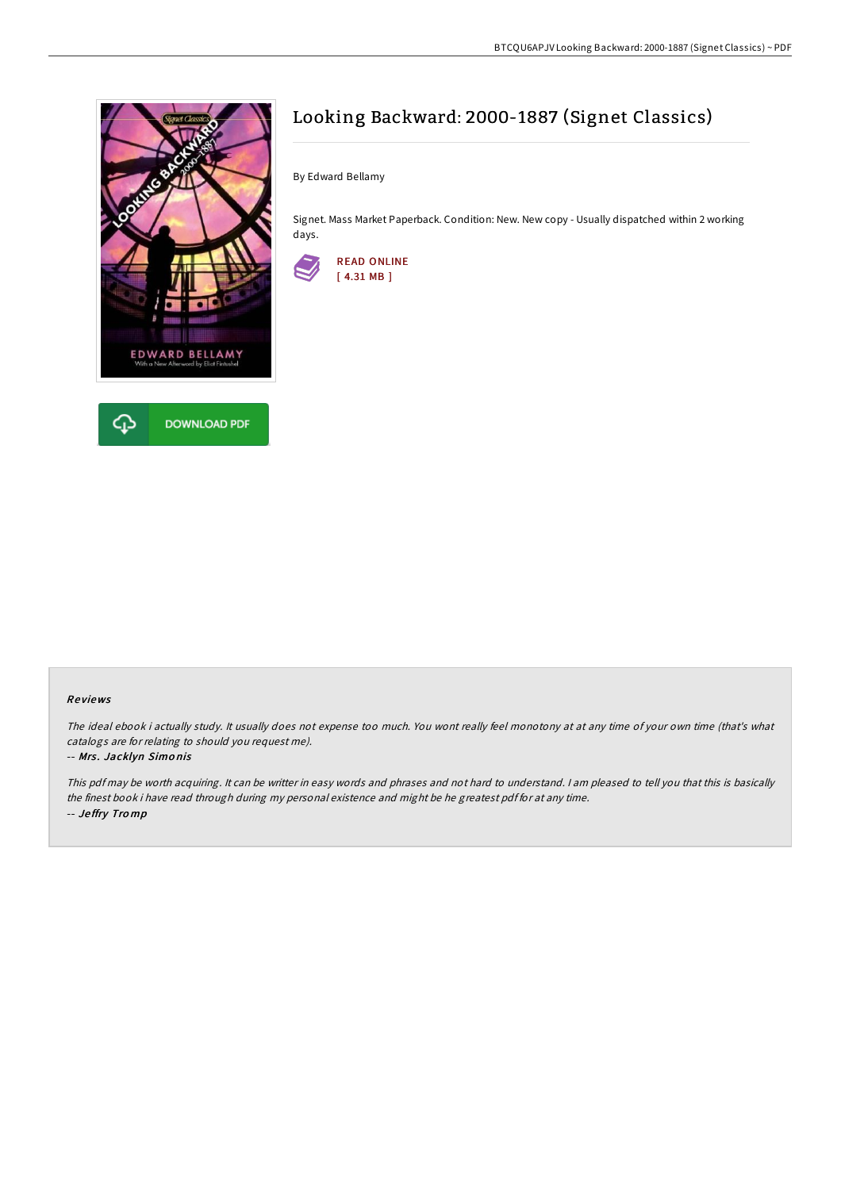# Looking Backward: 2000-1887 (Signet Classics)

By Edward Bellamy

Signet. Mass Market Paperback. Condition: New. New copy - Usually dispatched within 2 working days.

READ ONLINE
[ 4.31 MB ]

DOWNLOAD PDF

### Reviews

*The ideal ebook i actually study. It usually does not expense too much. You wont really feel monotony at at any time of your own time (that's what catalogs are for relating to should you request me).*

-- ***Mrs. Jacklyn Simonis***

*This pdf may be worth acquiring. It can be writter in easy words and phrases and not hard to understand. I am pleased to tell you that this is basically the finest book i have read through during my personal existence and might be he greatest pdf for at any time.*

-- ***Jeffry Tromp***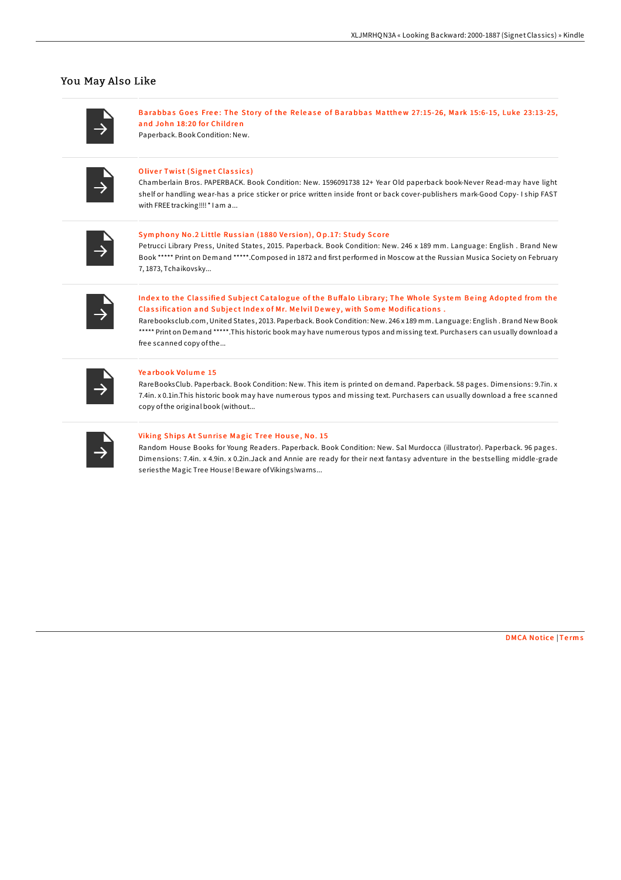## You May Also Like

**Barabbas Goes Free: The Story of the Release of Barabbas Matthew 27:15-26, Mark 15:6-15, Luke 23:13-25, and John 18:20 for Children**

Paperback. Book Condition: New.

**Oliver Twist (Signet Classics)**

Chamberlain Bros. PAPERBACK. Book Condition: New. 1596091738 12+ Year Old paperback book-Never Read-may have light shelf or handling wear-has a price sticker or price written inside front or back cover-publishers mark-Good Copy- I ship FAST with FREE tracking!!!! * I am a...

**Symphony No.2 Little Russian (1880 Version), Op.17: Study Score**

Petrucci Library Press, United States, 2015. Paperback. Book Condition: New. 246 x 189 mm. Language: English . Brand New Book ***** Print on Demand *****.Composed in 1872 and first performed in Moscow at the Russian Musica Society on February 7, 1873, Tchaikovsky...

**Index to the Classified Subject Catalogue of the Buffalo Library; The Whole System Being Adopted from the Classification and Subject Index of Mr. Melvil Dewey, with Some Modifications .**

Rarebooksclub.com, United States, 2013. Paperback. Book Condition: New. 246 x 189 mm. Language: English . Brand New Book ***** Print on Demand *****.This historic book may have numerous typos and missing text. Purchasers can usually download a free scanned copy of the...

**Yearbook Volume 15**

RareBooksClub. Paperback. Book Condition: New. This item is printed on demand. Paperback. 58 pages. Dimensions: 9.7in. x 7.4in. x 0.1in.This historic book may have numerous typos and missing text. Purchasers can usually download a free scanned copy of the original book (without...

**Viking Ships At Sunrise Magic Tree House, No. 15**

Random House Books for Young Readers. Paperback. Book Condition: New. Sal Murdocca (illustrator). Paperback. 96 pages. Dimensions: 7.4in. x 4.9in. x 0.2in.Jack and Annie are ready for their next fantasy adventure in the bestselling middle-grade series the Magic Tree House! Beware of Vikings!warns...

DMCA Notice | Terms